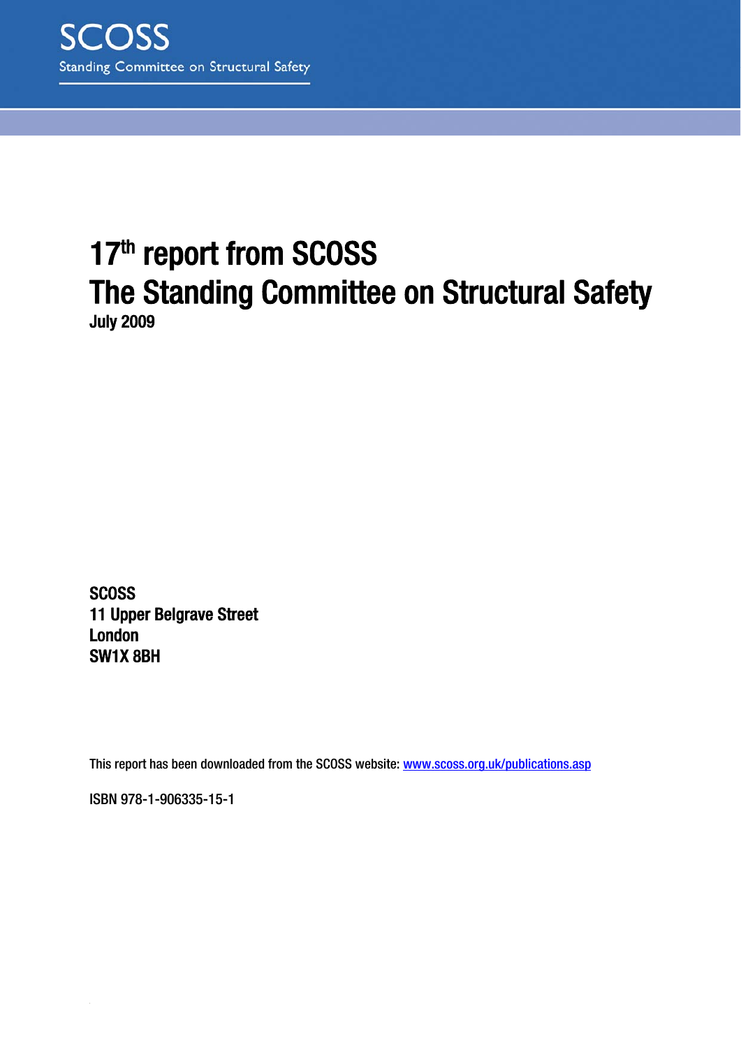SCOSS

Standing Committee on Structural Safety

# 17th report from SCOSS
# The Standing Committee on Structural Safety

**July 2009**

**SCOSS**
**11 Upper Belgrave Street**
**London**
**SW1X 8BH**

This report has been downloaded from the SCOSS website: www.scoss.org.uk/publications.asp

ISBN 978-1-906335-15-1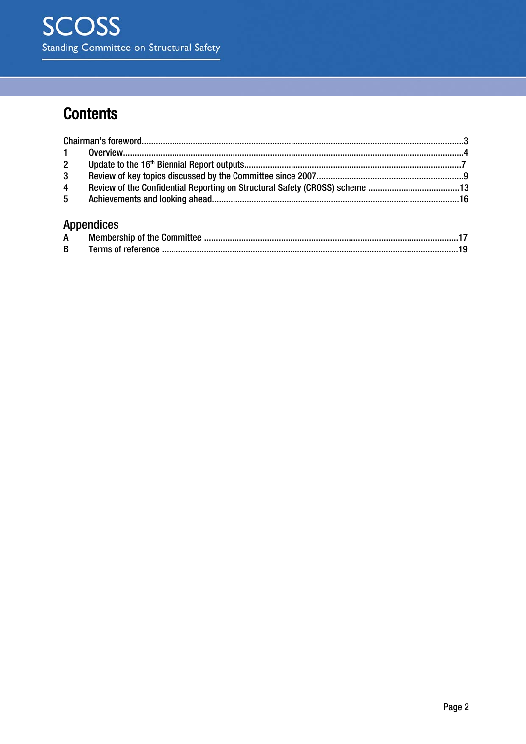# Contents

Chairman's foreword........................................................................................................................................3

1 Overview...............................................................................................................................................4

2 Update to the 16th Biennial Report outputs...........................................................................................7

3 Review of key topics discussed by the Committee since 2007..............................................................9

4 Review of the Confidential Reporting on Structural Safety (CROSS) scheme .......................................13

5 Achievements and looking ahead........................................................................................................16

## Appendices

A Membership of the Committee ..........................................................................................................17

B Terms of reference ............................................................................................................................19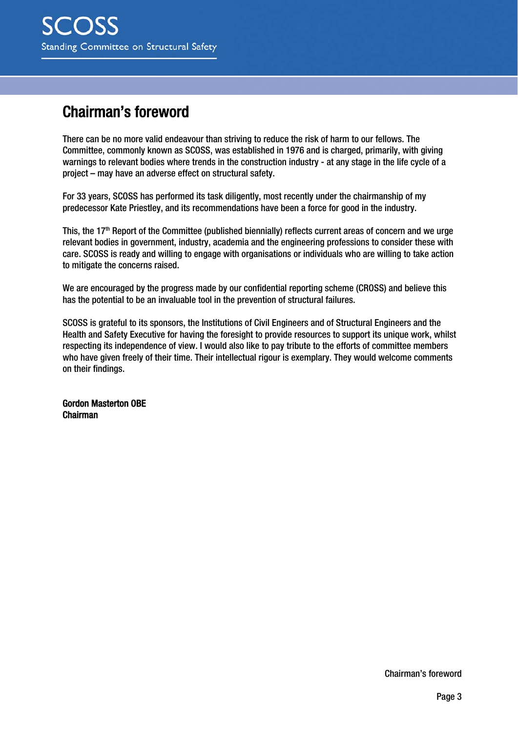# Chairman's foreword

There can be no more valid endeavour than striving to reduce the risk of harm to our fellows. The Committee, commonly known as SCOSS, was established in 1976 and is charged, primarily, with giving warnings to relevant bodies where trends in the construction industry - at any stage in the life cycle of a project – may have an adverse effect on structural safety.

For 33 years, SCOSS has performed its task diligently, most recently under the chairmanship of my predecessor Kate Priestley, and its recommendations have been a force for good in the industry.

This, the 17th Report of the Committee (published biennially) reflects current areas of concern and we urge relevant bodies in government, industry, academia and the engineering professions to consider these with care. SCOSS is ready and willing to engage with organisations or individuals who are willing to take action to mitigate the concerns raised.

We are encouraged by the progress made by our confidential reporting scheme (CROSS) and believe this has the potential to be an invaluable tool in the prevention of structural failures.

SCOSS is grateful to its sponsors, the Institutions of Civil Engineers and of Structural Engineers and the Health and Safety Executive for having the foresight to provide resources to support its unique work, whilst respecting its independence of view. I would also like to pay tribute to the efforts of committee members who have given freely of their time. Their intellectual rigour is exemplary. They would welcome comments on their findings.

**Gordon Masterton OBE**
**Chairman**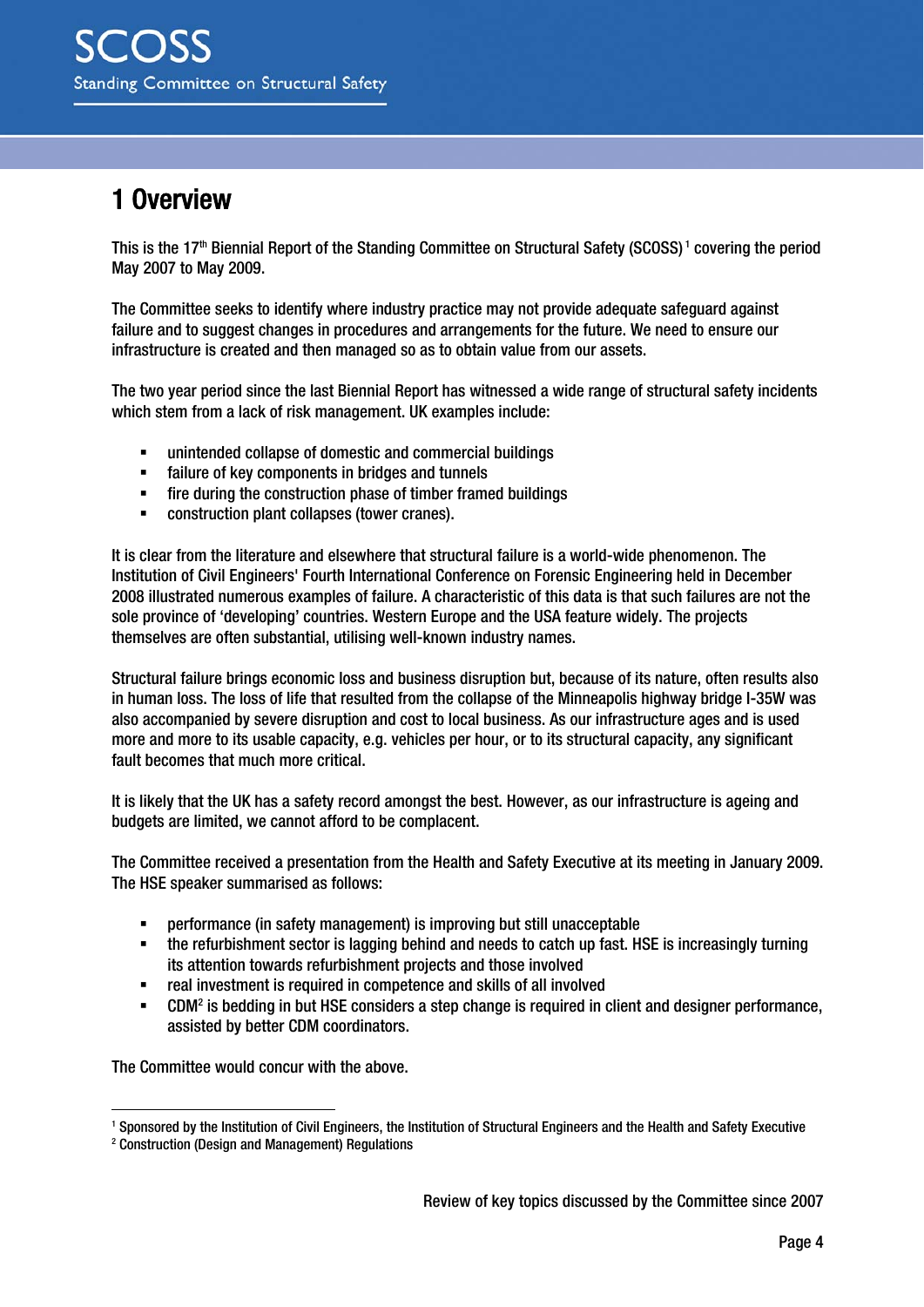# 1 Overview

This is the 17th Biennial Report of the Standing Committee on Structural Safety (SCOSS)[1] covering the period May 2007 to May 2009.

The Committee seeks to identify where industry practice may not provide adequate safeguard against failure and to suggest changes in procedures and arrangements for the future. We need to ensure our infrastructure is created and then managed so as to obtain value from our assets.

The two year period since the last Biennial Report has witnessed a wide range of structural safety incidents which stem from a lack of risk management. UK examples include:

- unintended collapse of domestic and commercial buildings
- failure of key components in bridges and tunnels
- fire during the construction phase of timber framed buildings
- construction plant collapses (tower cranes).

It is clear from the literature and elsewhere that structural failure is a world-wide phenomenon. The Institution of Civil Engineers' Fourth International Conference on Forensic Engineering held in December 2008 illustrated numerous examples of failure. A characteristic of this data is that such failures are not the sole province of 'developing' countries. Western Europe and the USA feature widely. The projects themselves are often substantial, utilising well-known industry names.

Structural failure brings economic loss and business disruption but, because of its nature, often results also in human loss. The loss of life that resulted from the collapse of the Minneapolis highway bridge I-35W was also accompanied by severe disruption and cost to local business. As our infrastructure ages and is used more and more to its usable capacity, e.g. vehicles per hour, or to its structural capacity, any significant fault becomes that much more critical.

It is likely that the UK has a safety record amongst the best. However, as our infrastructure is ageing and budgets are limited, we cannot afford to be complacent.

The Committee received a presentation from the Health and Safety Executive at its meeting in January 2009. The HSE speaker summarised as follows:

- performance (in safety management) is improving but still unacceptable
- the refurbishment sector is lagging behind and needs to catch up fast. HSE is increasingly turning its attention towards refurbishment projects and those involved
- real investment is required in competence and skills of all involved
- CDM[2] is bedding in but HSE considers a step change is required in client and designer performance, assisted by better CDM coordinators.

The Committee would concur with the above.

---

[1] Sponsored by the Institution of Civil Engineers, the Institution of Structural Engineers and the Health and Safety Executive

[2] Construction (Design and Management) Regulations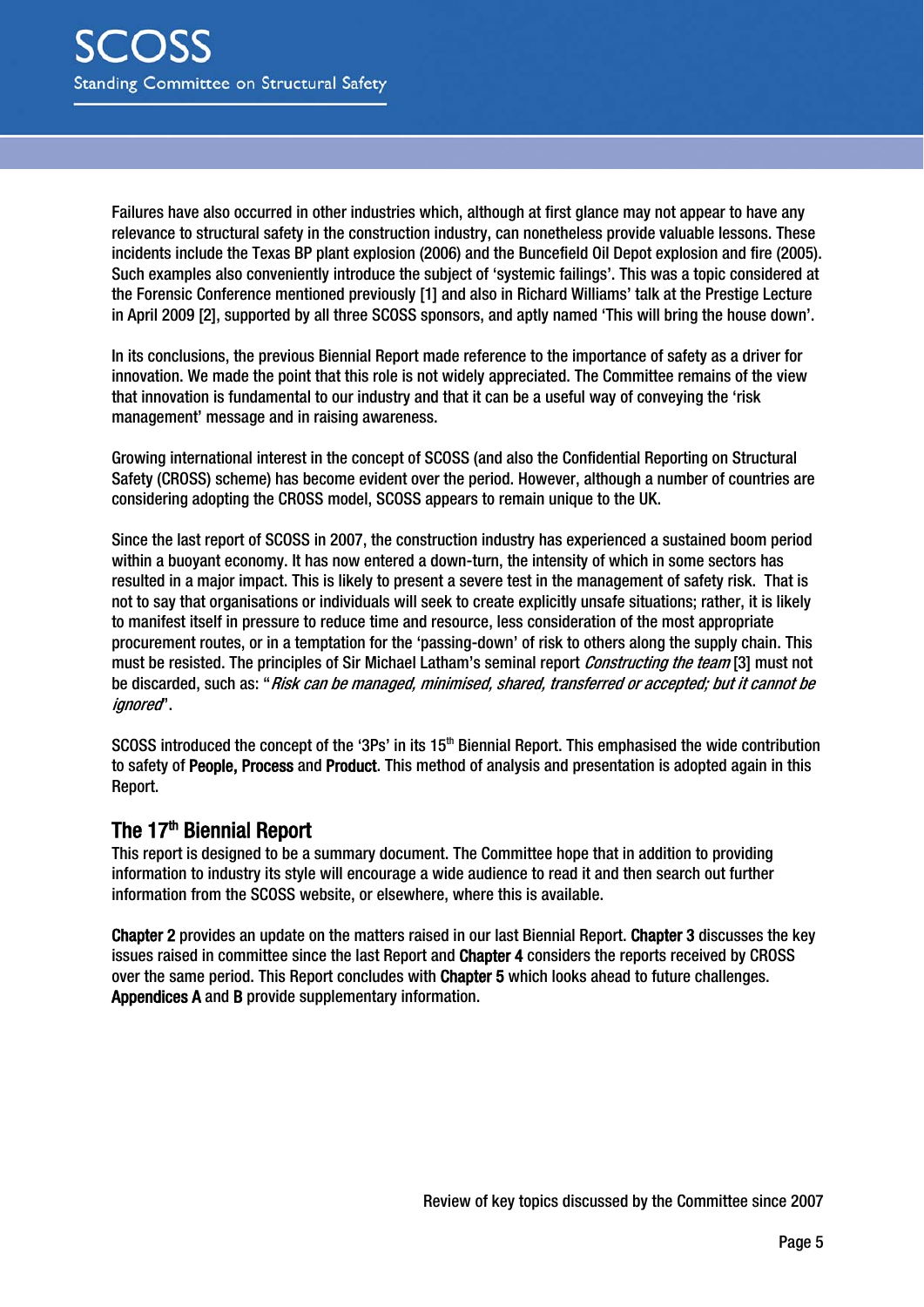Failures have also occurred in other industries which, although at first glance may not appear to have any relevance to structural safety in the construction industry, can nonetheless provide valuable lessons. These incidents include the Texas BP plant explosion (2006) and the Buncefield Oil Depot explosion and fire (2005). Such examples also conveniently introduce the subject of 'systemic failings'. This was a topic considered at the Forensic Conference mentioned previously [1] and also in Richard Williams' talk at the Prestige Lecture in April 2009 [2], supported by all three SCOSS sponsors, and aptly named 'This will bring the house down'.

In its conclusions, the previous Biennial Report made reference to the importance of safety as a driver for innovation. We made the point that this role is not widely appreciated. The Committee remains of the view that innovation is fundamental to our industry and that it can be a useful way of conveying the 'risk management' message and in raising awareness.

Growing international interest in the concept of SCOSS (and also the Confidential Reporting on Structural Safety (CROSS) scheme) has become evident over the period. However, although a number of countries are considering adopting the CROSS model, SCOSS appears to remain unique to the UK.

Since the last report of SCOSS in 2007, the construction industry has experienced a sustained boom period within a buoyant economy. It has now entered a down-turn, the intensity of which in some sectors has resulted in a major impact. This is likely to present a severe test in the management of safety risk. That is not to say that organisations or individuals will seek to create explicitly unsafe situations; rather, it is likely to manifest itself in pressure to reduce time and resource, less consideration of the most appropriate procurement routes, or in a temptation for the 'passing-down' of risk to others along the supply chain. This must be resisted. The principles of Sir Michael Latham's seminal report *Constructing the team* [3] must not be discarded, such as: "*Risk can be managed, minimised, shared, transferred or accepted; but it cannot be ignored*".

SCOSS introduced the concept of the '3Ps' in its 15th Biennial Report. This emphasised the wide contribution to safety of **People, Process** and **Product**. This method of analysis and presentation is adopted again in this Report.

## The 17th Biennial Report

This report is designed to be a summary document. The Committee hope that in addition to providing information to industry its style will encourage a wide audience to read it and then search out further information from the SCOSS website, or elsewhere, where this is available.

**Chapter 2** provides an update on the matters raised in our last Biennial Report. **Chapter 3** discusses the key issues raised in committee since the last Report and **Chapter 4** considers the reports received by CROSS over the same period. This Report concludes with **Chapter 5** which looks ahead to future challenges. **Appendices A** and **B** provide supplementary information.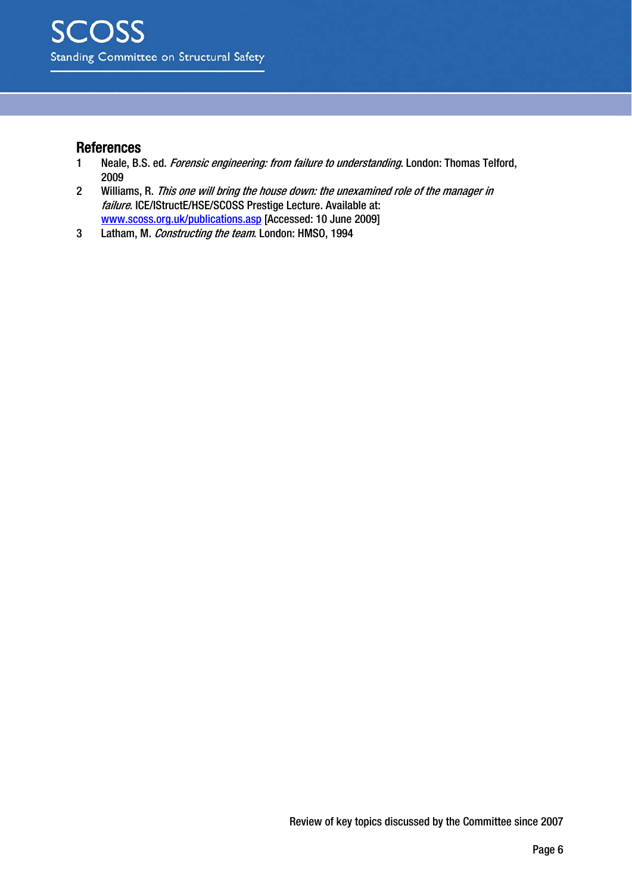## References

1. Neale, B.S. ed. *Forensic engineering: from failure to understanding*. London: Thomas Telford, 2009
2. Williams, R. *This one will bring the house down: the unexamined role of the manager in failure*. ICE/IStructE/HSE/SCOSS Prestige Lecture. Available at: www.scoss.org.uk/publications.asp [Accessed: 10 June 2009]
3. Latham, M. *Constructing the team*. London: HMSO, 1994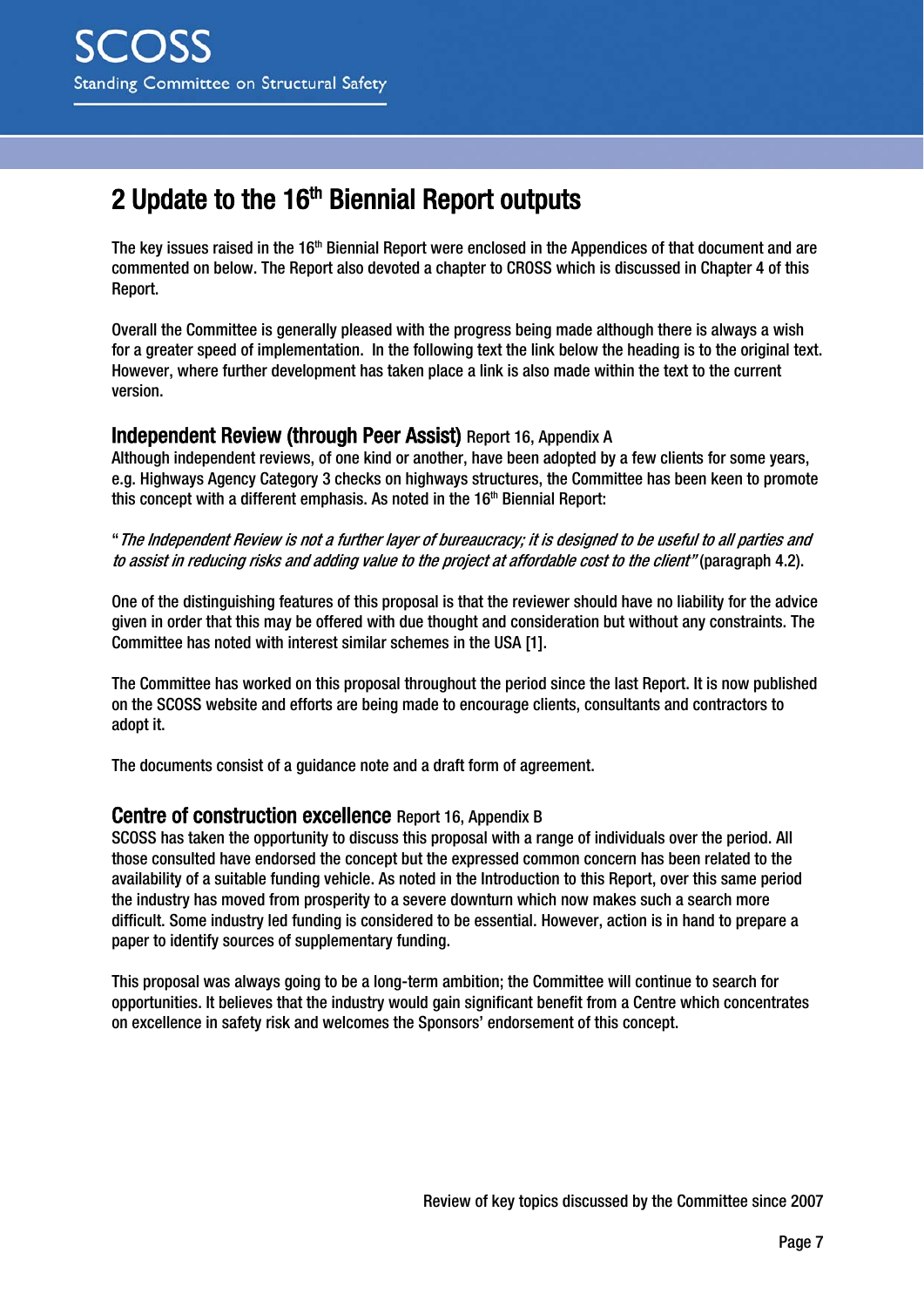## 2 Update to the 16th Biennial Report outputs

The key issues raised in the 16th Biennial Report were enclosed in the Appendices of that document and are commented on below. The Report also devoted a chapter to CROSS which is discussed in Chapter 4 of this Report.

Overall the Committee is generally pleased with the progress being made although there is always a wish for a greater speed of implementation. In the following text the link below the heading is to the original text. However, where further development has taken place a link is also made within the text to the current version.

### Independent Review (through Peer Assist) Report 16, Appendix A

Although independent reviews, of one kind or another, have been adopted by a few clients for some years, e.g. Highways Agency Category 3 checks on highways structures, the Committee has been keen to promote this concept with a different emphasis. As noted in the 16th Biennial Report:

"*The Independent Review is not a further layer of bureaucracy; it is designed to be useful to all parties and to assist in reducing risks and adding value to the project at affordable cost to the client"* (paragraph 4.2).

One of the distinguishing features of this proposal is that the reviewer should have no liability for the advice given in order that this may be offered with due thought and consideration but without any constraints. The Committee has noted with interest similar schemes in the USA [1].

The Committee has worked on this proposal throughout the period since the last Report. It is now published on the SCOSS website and efforts are being made to encourage clients, consultants and contractors to adopt it.

The documents consist of a guidance note and a draft form of agreement.

### Centre of construction excellence Report 16, Appendix B

SCOSS has taken the opportunity to discuss this proposal with a range of individuals over the period. All those consulted have endorsed the concept but the expressed common concern has been related to the availability of a suitable funding vehicle. As noted in the Introduction to this Report, over this same period the industry has moved from prosperity to a severe downturn which now makes such a search more difficult. Some industry led funding is considered to be essential. However, action is in hand to prepare a paper to identify sources of supplementary funding.

This proposal was always going to be a long-term ambition; the Committee will continue to search for opportunities. It believes that the industry would gain significant benefit from a Centre which concentrates on excellence in safety risk and welcomes the Sponsors' endorsement of this concept.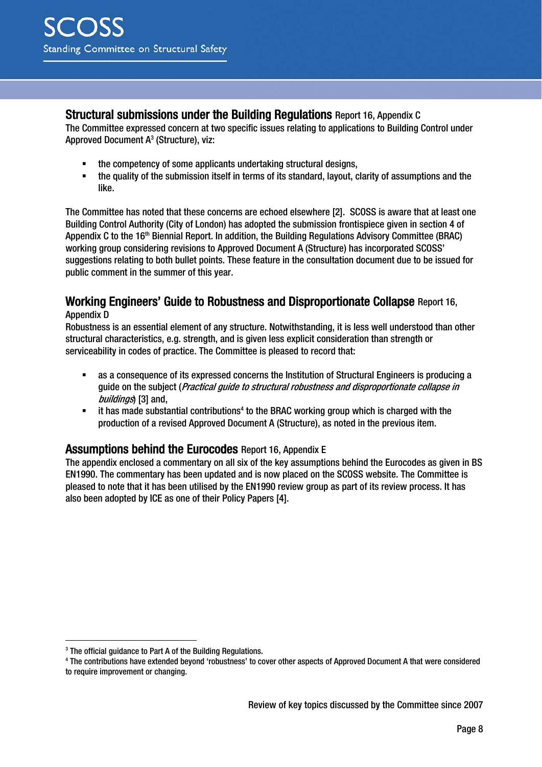## Structural submissions under the Building Regulations Report 16, Appendix C

The Committee expressed concern at two specific issues relating to applications to Building Control under Approved Document A[3] (Structure), viz:

- the competency of some applicants undertaking structural designs,
- the quality of the submission itself in terms of its standard, layout, clarity of assumptions and the like.

The Committee has noted that these concerns are echoed elsewhere [2]. SCOSS is aware that at least one Building Control Authority (City of London) has adopted the submission frontispiece given in section 4 of Appendix C to the 16th Biennial Report. In addition, the Building Regulations Advisory Committee (BRAC) working group considering revisions to Approved Document A (Structure) has incorporated SCOSS' suggestions relating to both bullet points. These feature in the consultation document due to be issued for public comment in the summer of this year.

## Working Engineers' Guide to Robustness and Disproportionate Collapse Report 16, Appendix D

Robustness is an essential element of any structure. Notwithstanding, it is less well understood than other structural characteristics, e.g. strength, and is given less explicit consideration than strength or serviceability in codes of practice. The Committee is pleased to record that:

- as a consequence of its expressed concerns the Institution of Structural Engineers is producing a guide on the subject (*Practical guide to structural robustness and disproportionate collapse in buildings*) [3] and,
- it has made substantial contributions[4] to the BRAC working group which is charged with the production of a revised Approved Document A (Structure), as noted in the previous item.

## Assumptions behind the Eurocodes Report 16, Appendix E

The appendix enclosed a commentary on all six of the key assumptions behind the Eurocodes as given in BS EN1990. The commentary has been updated and is now placed on the SCOSS website. The Committee is pleased to note that it has been utilised by the EN1990 review group as part of its review process. It has also been adopted by ICE as one of their Policy Papers [4].

---

[3] The official guidance to Part A of the Building Regulations.

[4] The contributions have extended beyond 'robustness' to cover other aspects of Approved Document A that were considered to require improvement or changing.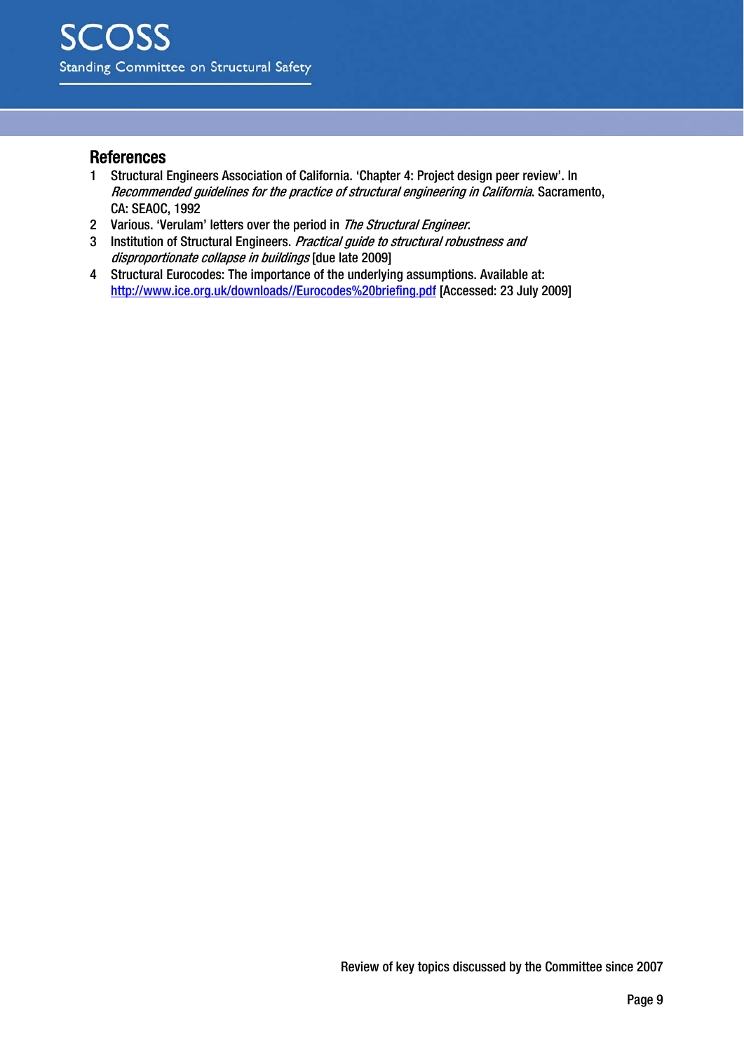## References

1. Structural Engineers Association of California. 'Chapter 4: Project design peer review'. In *Recommended guidelines for the practice of structural engineering in California*. Sacramento, CA: SEAOC, 1992
2. Various. 'Verulam' letters over the period in *The Structural Engineer*.
3. Institution of Structural Engineers. *Practical guide to structural robustness and disproportionate collapse in buildings* [due late 2009]
4. Structural Eurocodes: The importance of the underlying assumptions. Available at: http://www.ice.org.uk/downloads//Eurocodes%20briefing.pdf [Accessed: 23 July 2009]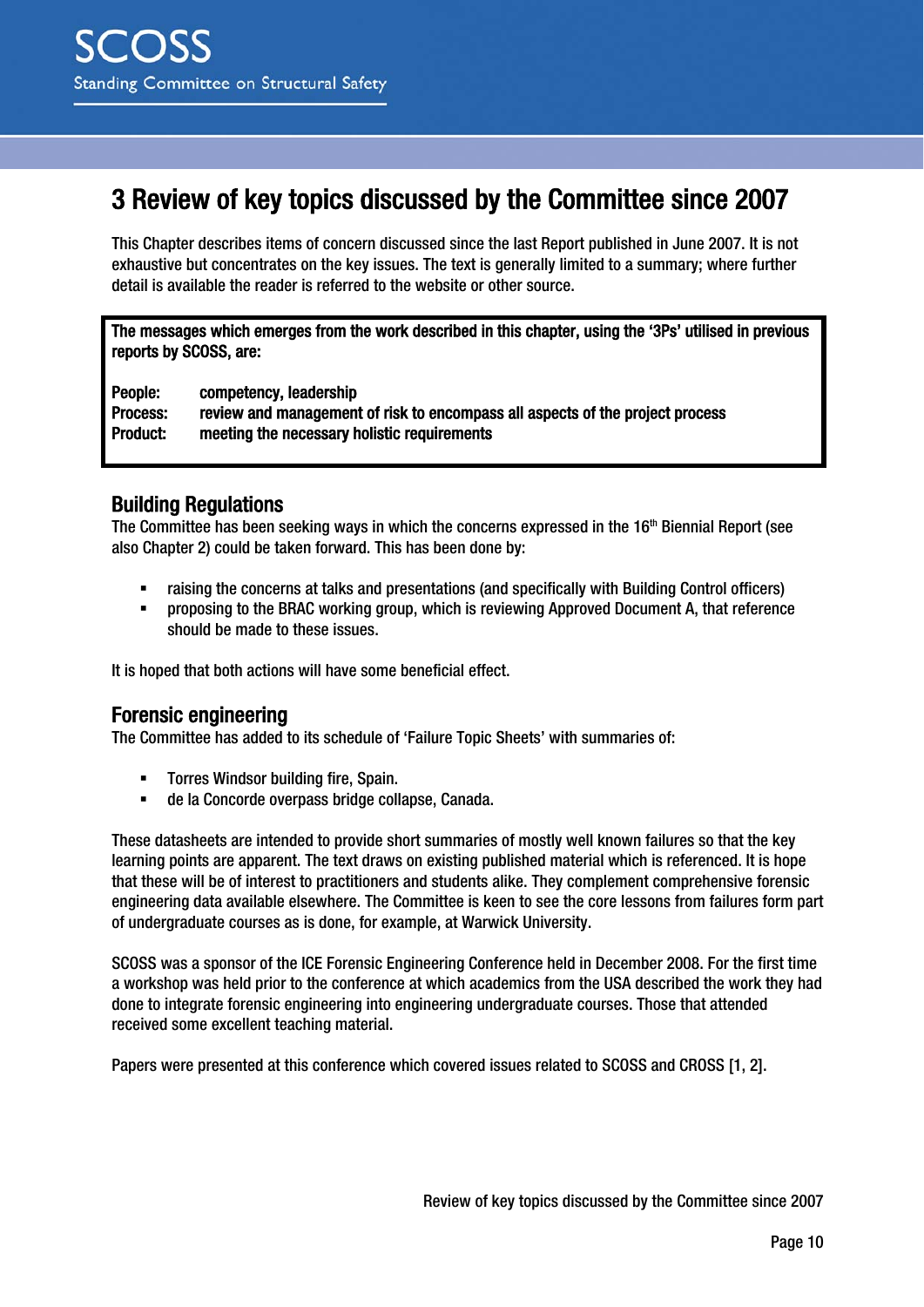# 3 Review of key topics discussed by the Committee since 2007

This Chapter describes items of concern discussed since the last Report published in June 2007. It is not exhaustive but concentrates on the key issues. The text is generally limited to a summary; where further detail is available the reader is referred to the website or other source.

**The messages which emerges from the work described in this chapter, using the '3Ps' utilised in previous reports by SCOSS, are:**

**People:** competency, leadership
**Process:** review and management of risk to encompass all aspects of the project process
**Product:** meeting the necessary holistic requirements

## Building Regulations

The Committee has been seeking ways in which the concerns expressed in the 16th Biennial Report (see also Chapter 2) could be taken forward. This has been done by:

- raising the concerns at talks and presentations (and specifically with Building Control officers)
- proposing to the BRAC working group, which is reviewing Approved Document A, that reference should be made to these issues.

It is hoped that both actions will have some beneficial effect.

## Forensic engineering

The Committee has added to its schedule of 'Failure Topic Sheets' with summaries of:

- Torres Windsor building fire, Spain.
- de la Concorde overpass bridge collapse, Canada.

These datasheets are intended to provide short summaries of mostly well known failures so that the key learning points are apparent. The text draws on existing published material which is referenced. It is hope that these will be of interest to practitioners and students alike. They complement comprehensive forensic engineering data available elsewhere. The Committee is keen to see the core lessons from failures form part of undergraduate courses as is done, for example, at Warwick University.

SCOSS was a sponsor of the ICE Forensic Engineering Conference held in December 2008. For the first time a workshop was held prior to the conference at which academics from the USA described the work they had done to integrate forensic engineering into engineering undergraduate courses. Those that attended received some excellent teaching material.

Papers were presented at this conference which covered issues related to SCOSS and CROSS [1, 2].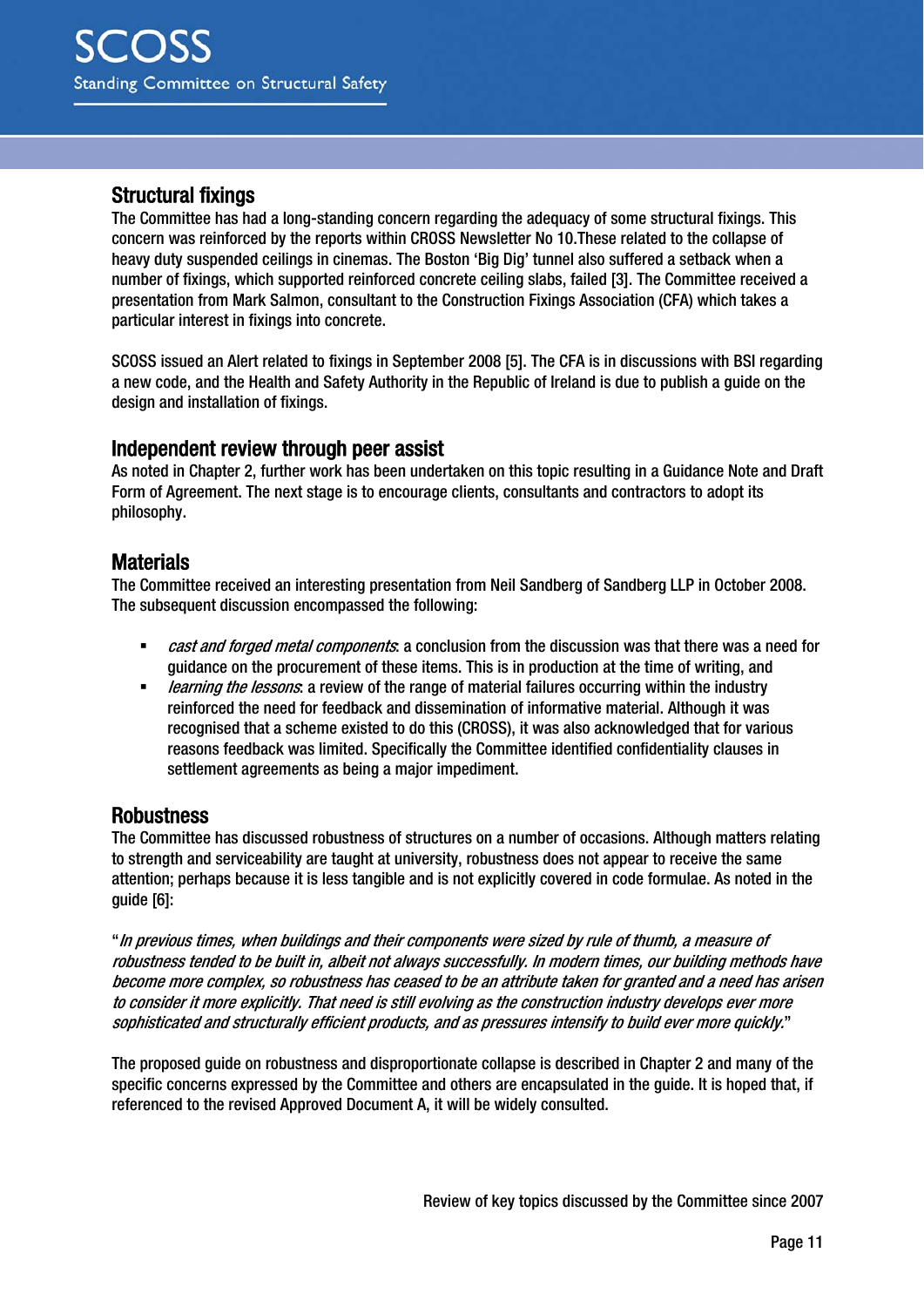## Structural fixings

The Committee has had a long-standing concern regarding the adequacy of some structural fixings. This concern was reinforced by the reports within CROSS Newsletter No 10.These related to the collapse of heavy duty suspended ceilings in cinemas. The Boston 'Big Dig' tunnel also suffered a setback when a number of fixings, which supported reinforced concrete ceiling slabs, failed [3]. The Committee received a presentation from Mark Salmon, consultant to the Construction Fixings Association (CFA) which takes a particular interest in fixings into concrete.

SCOSS issued an Alert related to fixings in September 2008 [5]. The CFA is in discussions with BSI regarding a new code, and the Health and Safety Authority in the Republic of Ireland is due to publish a guide on the design and installation of fixings.

## Independent review through peer assist

As noted in Chapter 2, further work has been undertaken on this topic resulting in a Guidance Note and Draft Form of Agreement. The next stage is to encourage clients, consultants and contractors to adopt its philosophy.

## Materials

The Committee received an interesting presentation from Neil Sandberg of Sandberg LLP in October 2008. The subsequent discussion encompassed the following:

- *cast and forged metal components*: a conclusion from the discussion was that there was a need for guidance on the procurement of these items. This is in production at the time of writing, and
- *learning the lessons*: a review of the range of material failures occurring within the industry reinforced the need for feedback and dissemination of informative material. Although it was recognised that a scheme existed to do this (CROSS), it was also acknowledged that for various reasons feedback was limited. Specifically the Committee identified confidentiality clauses in settlement agreements as being a major impediment.

## Robustness

The Committee has discussed robustness of structures on a number of occasions. Although matters relating to strength and serviceability are taught at university, robustness does not appear to receive the same attention; perhaps because it is less tangible and is not explicitly covered in code formulae. As noted in the guide [6]:

"*In previous times, when buildings and their components were sized by rule of thumb, a measure of robustness tended to be built in, albeit not always successfully. In modern times, our building methods have become more complex, so robustness has ceased to be an attribute taken for granted and a need has arisen to consider it more explicitly. That need is still evolving as the construction industry develops ever more sophisticated and structurally efficient products, and as pressures intensify to build ever more quickly.*"

The proposed guide on robustness and disproportionate collapse is described in Chapter 2 and many of the specific concerns expressed by the Committee and others are encapsulated in the guide. It is hoped that, if referenced to the revised Approved Document A, it will be widely consulted.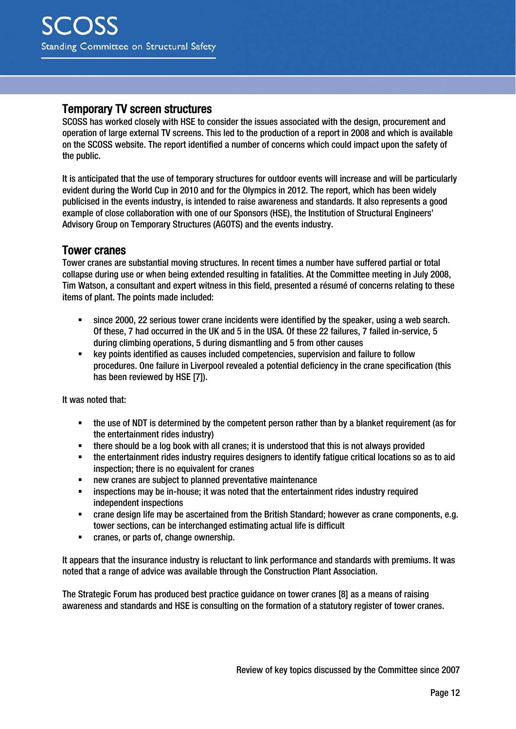## Temporary TV screen structures

SCOSS has worked closely with HSE to consider the issues associated with the design, procurement and operation of large external TV screens. This led to the production of a report in 2008 and which is available on the SCOSS website. The report identified a number of concerns which could impact upon the safety of the public.

It is anticipated that the use of temporary structures for outdoor events will increase and will be particularly evident during the World Cup in 2010 and for the Olympics in 2012. The report, which has been widely publicised in the events industry, is intended to raise awareness and standards. It also represents a good example of close collaboration with one of our Sponsors (HSE), the Institution of Structural Engineers' Advisory Group on Temporary Structures (AGOTS) and the events industry.

## Tower cranes

Tower cranes are substantial moving structures. In recent times a number have suffered partial or total collapse during use or when being extended resulting in fatalities. At the Committee meeting in July 2008, Tim Watson, a consultant and expert witness in this field, presented a résumé of concerns relating to these items of plant. The points made included:

- since 2000, 22 serious tower crane incidents were identified by the speaker, using a web search. Of these, 7 had occurred in the UK and 5 in the USA. Of these 22 failures, 7 failed in-service, 5 during climbing operations, 5 during dismantling and 5 from other causes
- key points identified as causes included competencies, supervision and failure to follow procedures. One failure in Liverpool revealed a potential deficiency in the crane specification (this has been reviewed by HSE [7]).

It was noted that:

- the use of NDT is determined by the competent person rather than by a blanket requirement (as for the entertainment rides industry)
- there should be a log book with all cranes; it is understood that this is not always provided
- the entertainment rides industry requires designers to identify fatigue critical locations so as to aid inspection; there is no equivalent for cranes
- new cranes are subject to planned preventative maintenance
- inspections may be in-house; it was noted that the entertainment rides industry required independent inspections
- crane design life may be ascertained from the British Standard; however as crane components, e.g. tower sections, can be interchanged estimating actual life is difficult
- cranes, or parts of, change ownership.

It appears that the insurance industry is reluctant to link performance and standards with premiums. It was noted that a range of advice was available through the Construction Plant Association.

The Strategic Forum has produced best practice guidance on tower cranes [8] as a means of raising awareness and standards and HSE is consulting on the formation of a statutory register of tower cranes.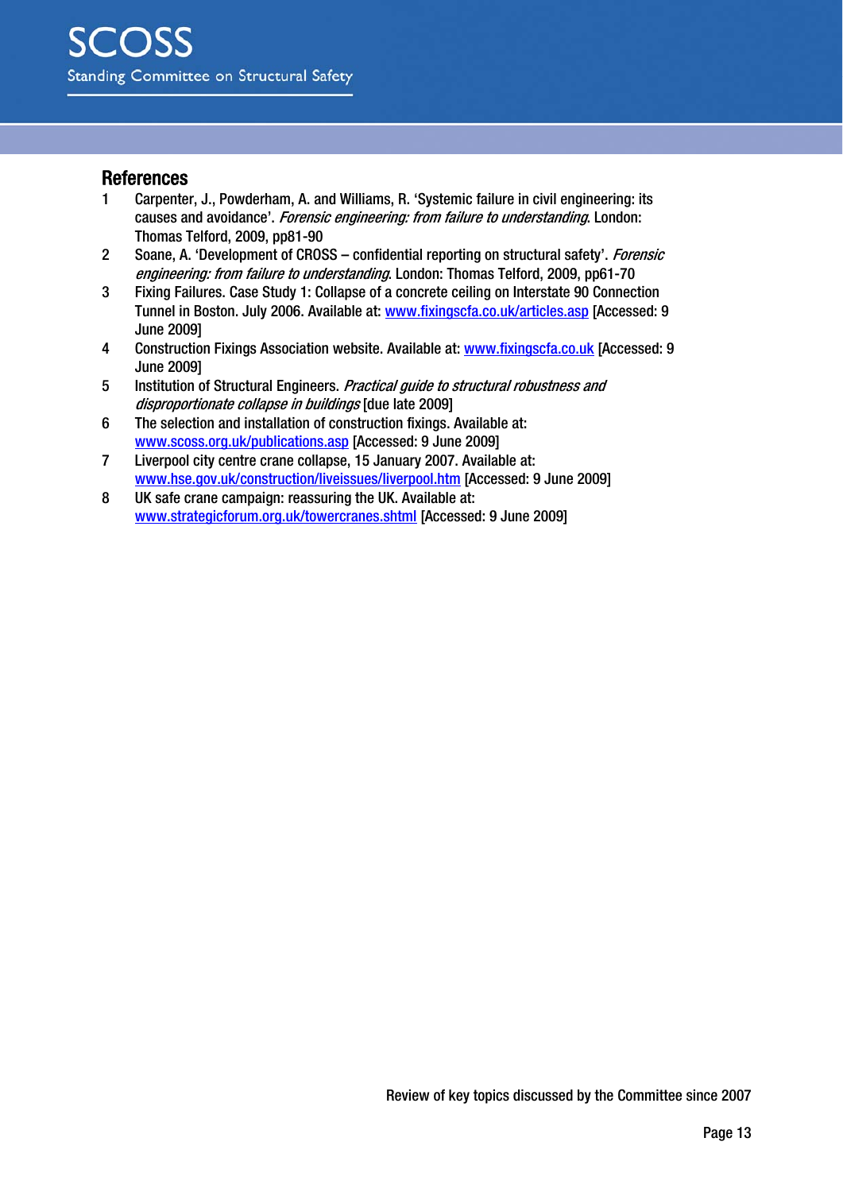## References

1. Carpenter, J., Powderham, A. and Williams, R. 'Systemic failure in civil engineering: its causes and avoidance'. *Forensic engineering: from failure to understanding*. London: Thomas Telford, 2009, pp81-90
2. Soane, A. 'Development of CROSS – confidential reporting on structural safety'. *Forensic engineering: from failure to understanding*. London: Thomas Telford, 2009, pp61-70
3. Fixing Failures. Case Study 1: Collapse of a concrete ceiling on Interstate 90 Connection Tunnel in Boston. July 2006. Available at: www.fixingscfa.co.uk/articles.asp [Accessed: 9 June 2009]
4. Construction Fixings Association website. Available at: www.fixingscfa.co.uk [Accessed: 9 June 2009]
5. Institution of Structural Engineers. *Practical guide to structural robustness and disproportionate collapse in buildings* [due late 2009]
6. The selection and installation of construction fixings. Available at: www.scoss.org.uk/publications.asp [Accessed: 9 June 2009]
7. Liverpool city centre crane collapse, 15 January 2007. Available at: www.hse.gov.uk/construction/liveissues/liverpool.htm [Accessed: 9 June 2009]
8. UK safe crane campaign: reassuring the UK. Available at: www.strategicforum.org.uk/towercranes.shtml [Accessed: 9 June 2009]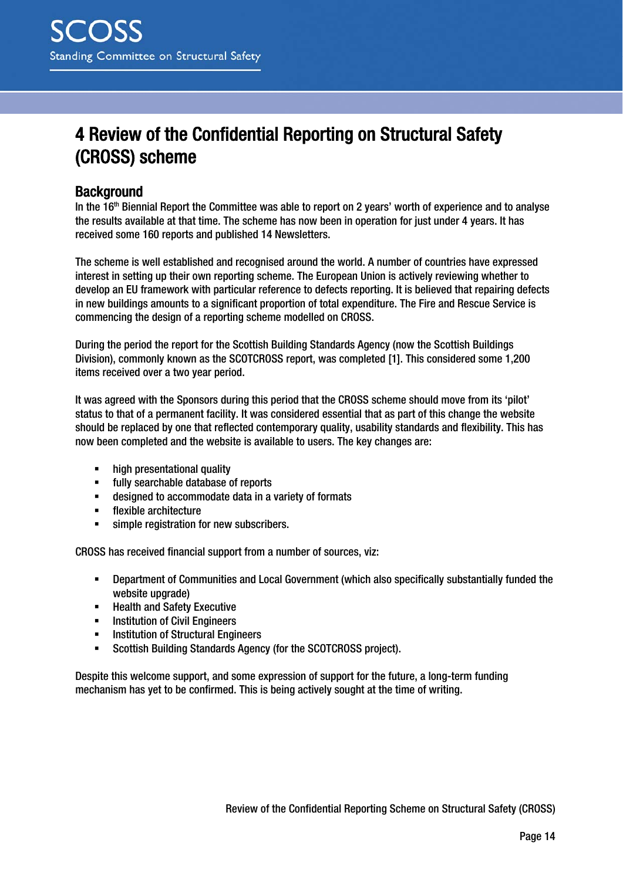# 4 Review of the Confidential Reporting on Structural Safety (CROSS) scheme

## Background

In the 16th Biennial Report the Committee was able to report on 2 years' worth of experience and to analyse the results available at that time. The scheme has now been in operation for just under 4 years. It has received some 160 reports and published 14 Newsletters.

The scheme is well established and recognised around the world. A number of countries have expressed interest in setting up their own reporting scheme. The European Union is actively reviewing whether to develop an EU framework with particular reference to defects reporting. It is believed that repairing defects in new buildings amounts to a significant proportion of total expenditure. The Fire and Rescue Service is commencing the design of a reporting scheme modelled on CROSS.

During the period the report for the Scottish Building Standards Agency (now the Scottish Buildings Division), commonly known as the SCOTCROSS report, was completed [1]. This considered some 1,200 items received over a two year period.

It was agreed with the Sponsors during this period that the CROSS scheme should move from its 'pilot' status to that of a permanent facility. It was considered essential that as part of this change the website should be replaced by one that reflected contemporary quality, usability standards and flexibility. This has now been completed and the website is available to users. The key changes are:

- high presentational quality
- fully searchable database of reports
- designed to accommodate data in a variety of formats
- flexible architecture
- simple registration for new subscribers.

CROSS has received financial support from a number of sources, viz:

- Department of Communities and Local Government (which also specifically substantially funded the website upgrade)
- Health and Safety Executive
- Institution of Civil Engineers
- Institution of Structural Engineers
- Scottish Building Standards Agency (for the SCOTCROSS project).

Despite this welcome support, and some expression of support for the future, a long-term funding mechanism has yet to be confirmed. This is being actively sought at the time of writing.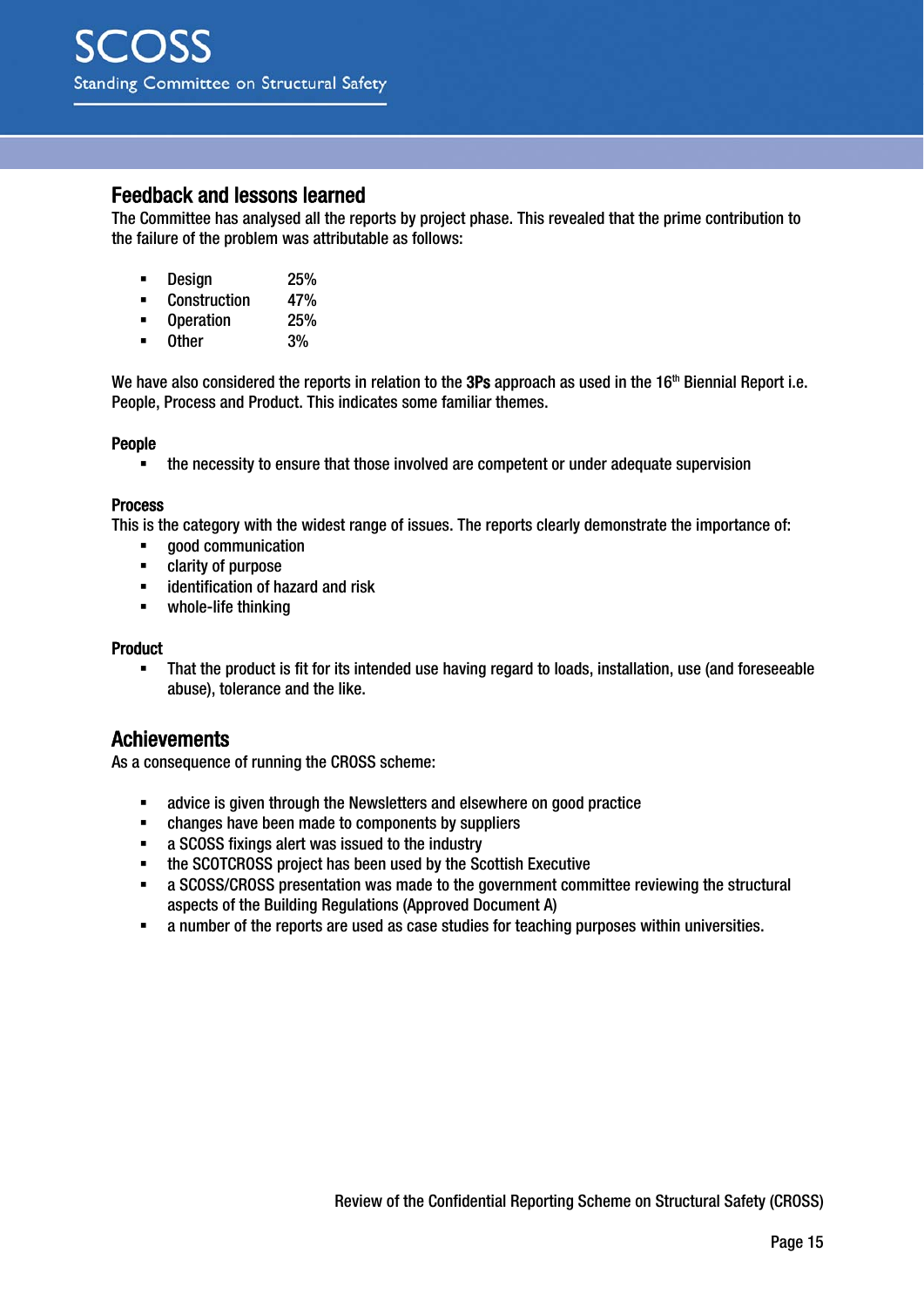## Feedback and lessons learned

The Committee has analysed all the reports by project phase. This revealed that the prime contribution to the failure of the problem was attributable as follows:

- Design 25%
- Construction 47%
- Operation 25%
- Other 3%

We have also considered the reports in relation to the **3Ps** approach as used in the 16th Biennial Report i.e. People, Process and Product. This indicates some familiar themes.

**People**

- the necessity to ensure that those involved are competent or under adequate supervision

**Process**

This is the category with the widest range of issues. The reports clearly demonstrate the importance of:

- good communication
- clarity of purpose
- identification of hazard and risk
- whole-life thinking

**Product**

- That the product is fit for its intended use having regard to loads, installation, use (and foreseeable abuse), tolerance and the like.

## Achievements

As a consequence of running the CROSS scheme:

- advice is given through the Newsletters and elsewhere on good practice
- changes have been made to components by suppliers
- a SCOSS fixings alert was issued to the industry
- the SCOTCROSS project has been used by the Scottish Executive
- a SCOSS/CROSS presentation was made to the government committee reviewing the structural aspects of the Building Regulations (Approved Document A)
- a number of the reports are used as case studies for teaching purposes within universities.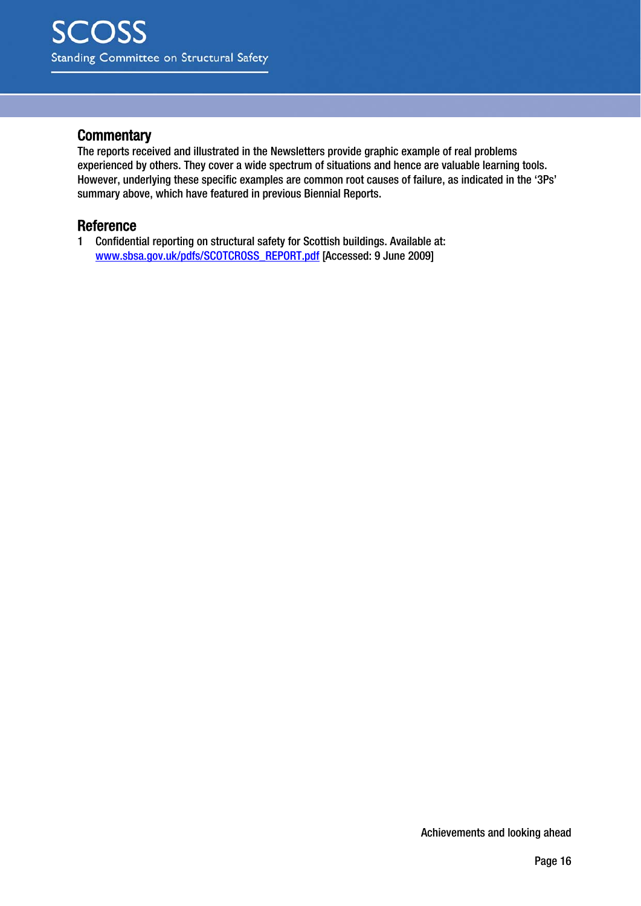## Commentary

The reports received and illustrated in the Newsletters provide graphic example of real problems experienced by others. They cover a wide spectrum of situations and hence are valuable learning tools. However, underlying these specific examples are common root causes of failure, as indicated in the '3Ps' summary above, which have featured in previous Biennial Reports.

## Reference

1 Confidential reporting on structural safety for Scottish buildings. Available at: www.sbsa.gov.uk/pdfs/SCOTCROSS_REPORT.pdf [Accessed: 9 June 2009]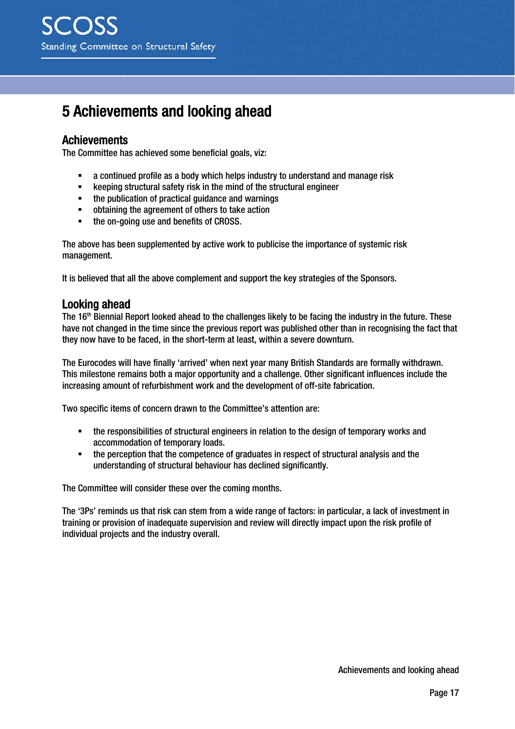# 5 Achievements and looking ahead

## Achievements

The Committee has achieved some beneficial goals, viz:

- a continued profile as a body which helps industry to understand and manage risk
- keeping structural safety risk in the mind of the structural engineer
- the publication of practical guidance and warnings
- obtaining the agreement of others to take action
- the on-going use and benefits of CROSS.

The above has been supplemented by active work to publicise the importance of systemic risk management.

It is believed that all the above complement and support the key strategies of the Sponsors.

## Looking ahead

The 16th Biennial Report looked ahead to the challenges likely to be facing the industry in the future. These have not changed in the time since the previous report was published other than in recognising the fact that they now have to be faced, in the short-term at least, within a severe downturn.

The Eurocodes will have finally 'arrived' when next year many British Standards are formally withdrawn. This milestone remains both a major opportunity and a challenge. Other significant influences include the increasing amount of refurbishment work and the development of off-site fabrication.

Two specific items of concern drawn to the Committee's attention are:

- the responsibilities of structural engineers in relation to the design of temporary works and accommodation of temporary loads.
- the perception that the competence of graduates in respect of structural analysis and the understanding of structural behaviour has declined significantly.

The Committee will consider these over the coming months.

The '3Ps' reminds us that risk can stem from a wide range of factors: in particular, a lack of investment in training or provision of inadequate supervision and review will directly impact upon the risk profile of individual projects and the industry overall.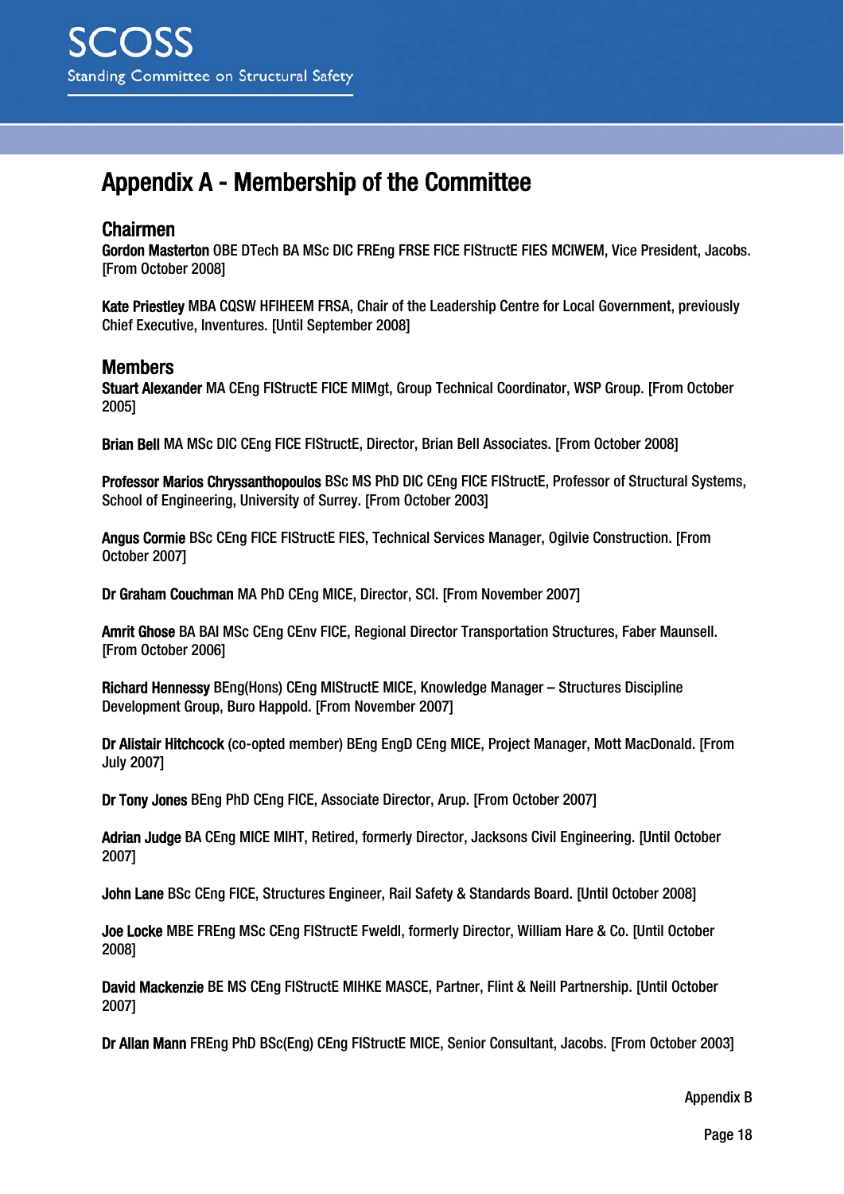# Appendix A - Membership of the Committee

## Chairmen

**Gordon Masterton** OBE DTech BA MSc DIC FREng FRSE FICE FIStructE FIES MCIWEM, Vice President, Jacobs. [From October 2008]

**Kate Priestley** MBA CQSW HFIHEEM FRSA, Chair of the Leadership Centre for Local Government, previously Chief Executive, Inventures. [Until September 2008]

## Members

**Stuart Alexander** MA CEng FIStructE FICE MIMgt, Group Technical Coordinator, WSP Group. [From October 2005]

**Brian Bell** MA MSc DIC CEng FICE FIStructE, Director, Brian Bell Associates. [From October 2008]

**Professor Marios Chryssanthopoulos** BSc MS PhD DIC CEng FICE FIStructE, Professor of Structural Systems, School of Engineering, University of Surrey. [From October 2003]

**Angus Cormie** BSc CEng FICE FIStructE FIES, Technical Services Manager, Ogilvie Construction. [From October 2007]

**Dr Graham Couchman** MA PhD CEng MICE, Director, SCI. [From November 2007]

**Amrit Ghose** BA BAI MSc CEng CEnv FICE, Regional Director Transportation Structures, Faber Maunsell. [From October 2006]

**Richard Hennessy** BEng(Hons) CEng MIStructE MICE, Knowledge Manager – Structures Discipline Development Group, Buro Happold. [From November 2007]

**Dr Alistair Hitchcock** (co-opted member) BEng EngD CEng MICE, Project Manager, Mott MacDonald. [From July 2007]

**Dr Tony Jones** BEng PhD CEng FICE, Associate Director, Arup. [From October 2007]

**Adrian Judge** BA CEng MICE MIHT, Retired, formerly Director, Jacksons Civil Engineering. [Until October 2007]

**John Lane** BSc CEng FICE, Structures Engineer, Rail Safety & Standards Board. [Until October 2008]

**Joe Locke** MBE FREng MSc CEng FIStructE FweldI, formerly Director, William Hare & Co. [Until October 2008]

**David Mackenzie** BE MS CEng FIStructE MIHKE MASCE, Partner, Flint & Neill Partnership. [Until October 2007]

**Dr Allan Mann** FREng PhD BSc(Eng) CEng FIStructE MICE, Senior Consultant, Jacobs. [From October 2003]

Appendix B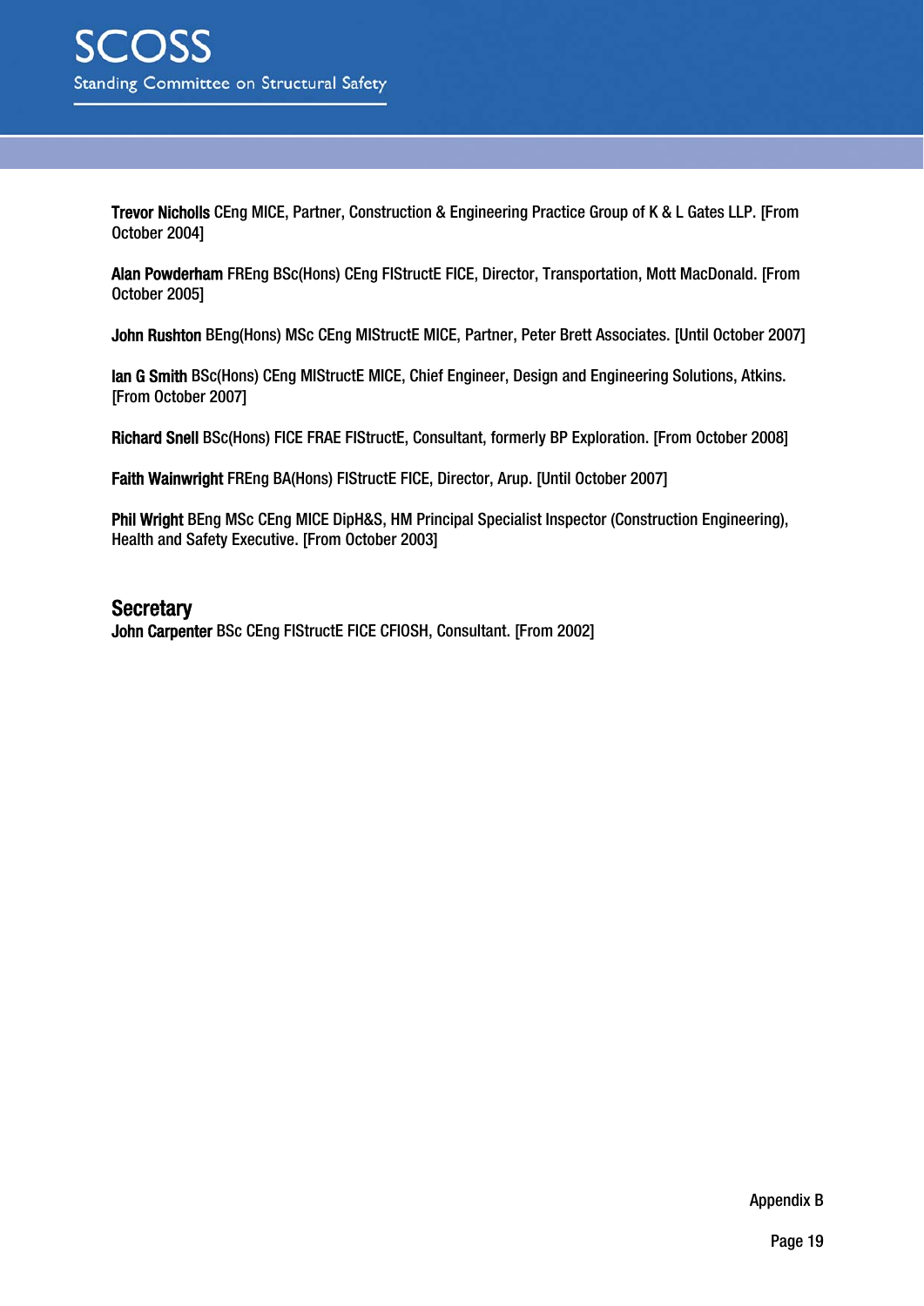**Trevor Nicholls** CEng MICE, Partner, Construction & Engineering Practice Group of K & L Gates LLP. [From October 2004]

**Alan Powderham** FREng BSc(Hons) CEng FIStructE FICE, Director, Transportation, Mott MacDonald. [From October 2005]

**John Rushton** BEng(Hons) MSc CEng MIStructE MICE, Partner, Peter Brett Associates. [Until October 2007]

**Ian G Smith** BSc(Hons) CEng MIStructE MICE, Chief Engineer, Design and Engineering Solutions, Atkins. [From October 2007]

**Richard Snell** BSc(Hons) FICE FRAE FIStructE, Consultant, formerly BP Exploration. [From October 2008]

**Faith Wainwright** FREng BA(Hons) FIStructE FICE, Director, Arup. [Until October 2007]

**Phil Wright** BEng MSc CEng MICE DipH&S, HM Principal Specialist Inspector (Construction Engineering), Health and Safety Executive. [From October 2003]

## Secretary

**John Carpenter** BSc CEng FIStructE FICE CFIOSH, Consultant. [From 2002]

Appendix B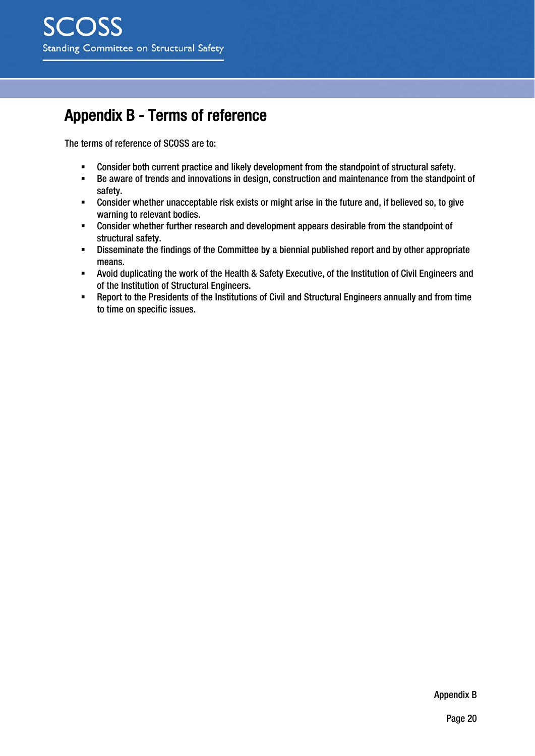# Appendix B - Terms of reference

The terms of reference of SCOSS are to:

- Consider both current practice and likely development from the standpoint of structural safety.
- Be aware of trends and innovations in design, construction and maintenance from the standpoint of safety.
- Consider whether unacceptable risk exists or might arise in the future and, if believed so, to give warning to relevant bodies.
- Consider whether further research and development appears desirable from the standpoint of structural safety.
- Disseminate the findings of the Committee by a biennial published report and by other appropriate means.
- Avoid duplicating the work of the Health & Safety Executive, of the Institution of Civil Engineers and of the Institution of Structural Engineers.
- Report to the Presidents of the Institutions of Civil and Structural Engineers annually and from time to time on specific issues.